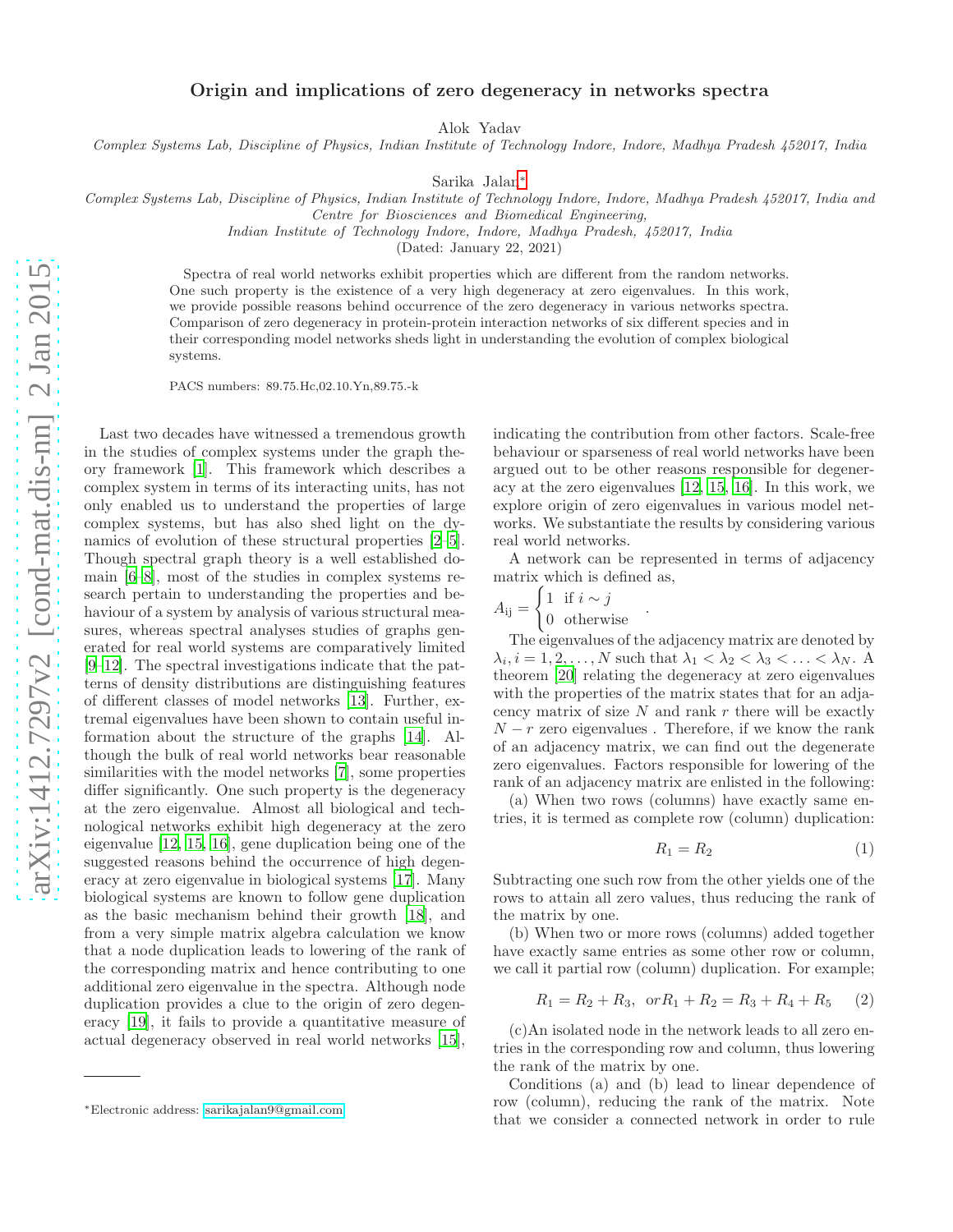# Origin and implications of zero degeneracy in networks spectra

Alok Yadav

*Complex Systems Lab, Discipline of Physics, Indian Institute of Technology Indore, Indore, Madhya Pradesh 452017, India*

Sarika Jalan*

*Complex Systems Lab, Discipline of Physics, Indian Institute of Technology Indore, Indore, Madhya Pradesh 452017, India and Centre for Biosciences and Biomedical Engineering, Indian Institute of Technology Indore, Indore, Madhya Pradesh, 452017, India*

(Dated: January 22, 2021)

Spectra of real world networks exhibit properties which are different from the random networks. One such property is the existence of a very high degeneracy at zero eigenvalues. In this work, we provide possible reasons behind occurrence of the zero degeneracy in various networks spectra. Comparison of zero degeneracy in protein-protein interaction networks of six different species and in their corresponding model networks sheds light in understanding the evolution of complex biological systems.

PACS numbers: 89.75.Hc,02.10.Yn,89.75.-k

Last two decades have witnessed a tremendous growth in the studies of complex systems under the graph theory framework [1]. This framework which describes a complex system in terms of its interacting units, has not only enabled us to understand the properties of large complex systems, but has also shed light on the dynamics of evolution of these structural properties [2–5]. Though spectral graph theory is a well established domain [6–8], most of the studies in complex systems research pertain to understanding the properties and behaviour of a system by analysis of various structural measures, whereas spectral analyses studies of graphs generated for real world systems are comparatively limited [9–12]. The spectral investigations indicate that the patterns of density distributions are distinguishing features of different classes of model networks [13]. Further, extremal eigenvalues have been shown to contain useful information about the structure of the graphs [14]. Although the bulk of real world networks bear reasonable similarities with the model networks [7], some properties differ significantly. One such property is the degeneracy at the zero eigenvalue. Almost all biological and technological networks exhibit high degeneracy at the zero eigenvalue [12, 15, 16], gene duplication being one of the suggested reasons behind the occurrence of high degeneracy at zero eigenvalue in biological systems [17]. Many biological systems are known to follow gene duplication as the basic mechanism behind their growth [18], and from a very simple matrix algebra calculation we know that a node duplication leads to lowering of the rank of the corresponding matrix and hence contributing to one additional zero eigenvalue in the spectra. Although node duplication provides a clue to the origin of zero degeneracy [19], it fails to provide a quantitative measure of actual degeneracy observed in real world networks [15], indicating the contribution from other factors. Scale-free behaviour or sparseness of real world networks have been argued out to be other reasons responsible for degeneracy at the zero eigenvalues [12, 15, 16]. In this work, we explore origin of zero eigenvalues in various model networks. We substantiate the results by considering various real world networks.

A network can be represented in terms of adjacency matrix which is defined as,

$$A_{\rm ij} = \begin{cases} 1 & \text{if } i \sim j \\ 0 & \text{otherwise} \end{cases} .$$

The eigenvalues of the adjacency matrix are denoted by $\lambda_i, i = 1, 2, \ldots, N$ such that $\lambda_1 < \lambda_2 < \lambda_3 < \ldots < \lambda_N$. A theorem [20] relating the degeneracy at zero eigenvalues with the properties of the matrix states that for an adjacency matrix of size $N$ and rank $r$ there will be exactly $N - r$ zero eigenvalues . Therefore, if we know the rank of an adjacency matrix, we can find out the degenerate zero eigenvalues. Factors responsible for lowering of the rank of an adjacency matrix are enlisted in the following:

(a) When two rows (columns) have exactly same entries, it is termed as complete row (column) duplication:

$$R_1 = R_2 \tag{1}$$

Subtracting one such row from the other yields one of the rows to attain all zero values, thus reducing the rank of the matrix by one.

(b) When two or more rows (columns) added together have exactly same entries as some other row or column, we call it partial row (column) duplication. For example;

$$R_1 = R_2 + R_3, \;\; \text{or} R_1 + R_2 = R_3 + R_4 + R_5 \tag{2}$$

(c)An isolated node in the network leads to all zero entries in the corresponding row and column, thus lowering the rank of the matrix by one.

Conditions (a) and (b) lead to linear dependence of row (column), reducing the rank of the matrix. Note that we consider a connected network in order to rule

*Electronic address: sarikajalan9@gmail.com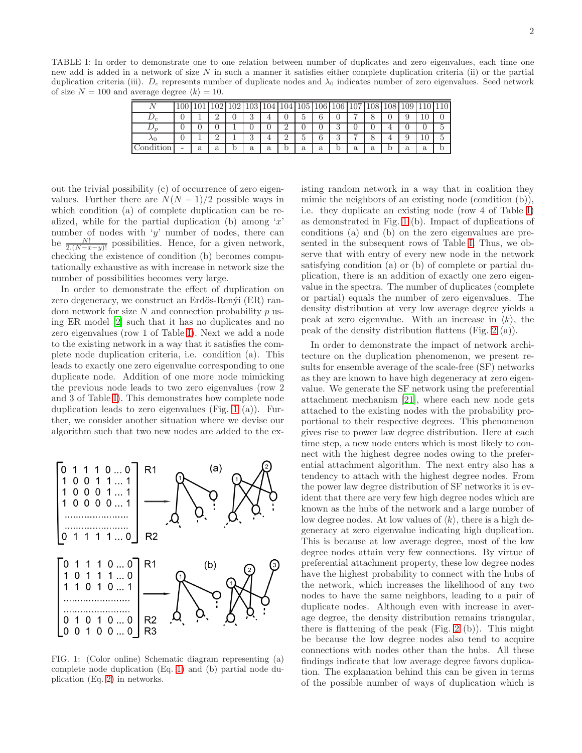TABLE I: In order to demonstrate one to one relation between number of duplicates and zero eigenvalues, each time one new add is added in a network of size $N$ in such a manner it satisfies either complete duplication criteria (ii) or the partial duplication criteria (iii). $D_c$ represents number of duplicate nodes and $\lambda_0$ indicates number of zero eigenvalues. Seed network of size $N = 100$ and average degree $\langle k \rangle = 10$.

| $N$ | 100 | 101 | 102 | 102 | 103 | 104 | 104 | 105 | 106 | 106 | 107 | 108 | 108 | 109 | 110 | 110 |
|---|---|---|---|---|---|---|---|---|---|---|---|---|---|---|---|---|
| $D_c$ | 0 | 1 | 2 | 0 | 3 | 4 | 0 | 5 | 6 | 0 | 7 | 8 | 0 | 9 | 10 | 0 |
| $D_p$ | 0 | 0 | 0 | 1 | 0 | 0 | 2 | 0 | 0 | 3 | 0 | 0 | 4 | 0 | 0 | 5 |
| $\lambda_0$ | 0 | 1 | 2 | 1 | 3 | 4 | 2 | 5 | 6 | 3 | 7 | 8 | 4 | 9 | 10 | 5 |
| Condition | - | a | a | b | a | a | b | a | a | b | a | a | b | a | a | b |

out the trivial possibility (c) of occurrence of zero eigenvalues. Further there are $N(N-1)/2$ possible ways in which condition (a) of complete duplication can be realized, while for the partial duplication (b) among '$x$' number of nodes with '$y$' number of nodes, there can be $\frac{N!}{2.(N-x-y)!}$ possibilities. Hence, for a given network, checking the existence of condition (b) becomes computationally exhaustive as with increase in network size the number of possibilities becomes very large.

In order to demonstrate the effect of duplication on zero degeneracy, we construct an Erdös-Renýi (ER) random network for size $N$ and connection probability $p$ using ER model [2] such that it has no duplicates and no zero eigenvalues (row 1 of Table I). Next we add a node to the existing network in a way that it satisfies the complete node duplication criteria, i.e. condition (a). This leads to exactly one zero eigenvalue corresponding to one duplicate node. Addition of one more node mimicking the previous node leads to two zero eigenvalues (row 2 and 3 of Table I). This demonstrates how complete node duplication leads to zero eigenvalues (Fig. 1 (a)). Further, we consider another situation where we devise our algorithm such that two new nodes are added to the existing random network in a way that in coalition they mimic the neighbors of an existing node (condition (b)), i.e. they duplicate an existing node (row 4 of Table I) as demonstrated in Fig. 1 (b). Impact of duplications of conditions (a) and (b) on the zero eigenvalues are presented in the subsequent rows of Table I. Thus, we observe that with entry of every new node in the network satisfying condition (a) or (b) of complete or partial duplication, there is an addition of exactly one zero eigenvalue in the spectra. The number of duplicates (complete or partial) equals the number of zero eigenvalues. The density distribution at very low average degree yields a peak at zero eigenvalue. With an increase in $\langle k \rangle$, the peak of the density distribution flattens (Fig. 2 (a)).

FIG. 1: (Color online) Schematic diagram representing (a) complete node duplication (Eq. 1) and (b) partial node duplication (Eq. 2) in networks.

In order to demonstrate the impact of network architecture on the duplication phenomenon, we present results for ensemble average of the scale-free (SF) networks as they are known to have high degeneracy at zero eigenvalue. We generate the SF network using the preferential attachment mechanism [21], where each new node gets attached to the existing nodes with the probability proportional to their respective degrees. This phenomenon gives rise to power law degree distribution. Here at each time step, a new node enters which is most likely to connect with the highest degree nodes owing to the preferential attachment algorithm. The next entry also has a tendency to attach with the highest degree nodes. From the power law degree distribution of SF networks it is evident that there are very few high degree nodes which are known as the hubs of the network and a large number of low degree nodes. At low values of $\langle k \rangle$, there is a high degeneracy at zero eigenvalue indicating high duplication. This is because at low average degree, most of the low degree nodes attain very few connections. By virtue of preferential attachment property, these low degree nodes have the highest probability to connect with the hubs of the network, which increases the likelihood of any two nodes to have the same neighbors, leading to a pair of duplicate nodes. Although even with increase in average degree, the density distribution remains triangular, there is flattening of the peak (Fig. 2 (b)). This might be because the low degree nodes also tend to acquire connections with nodes other than the hubs. All these findings indicate that low average degree favors duplication. The explanation behind this can be given in terms of the possible number of ways of duplication which is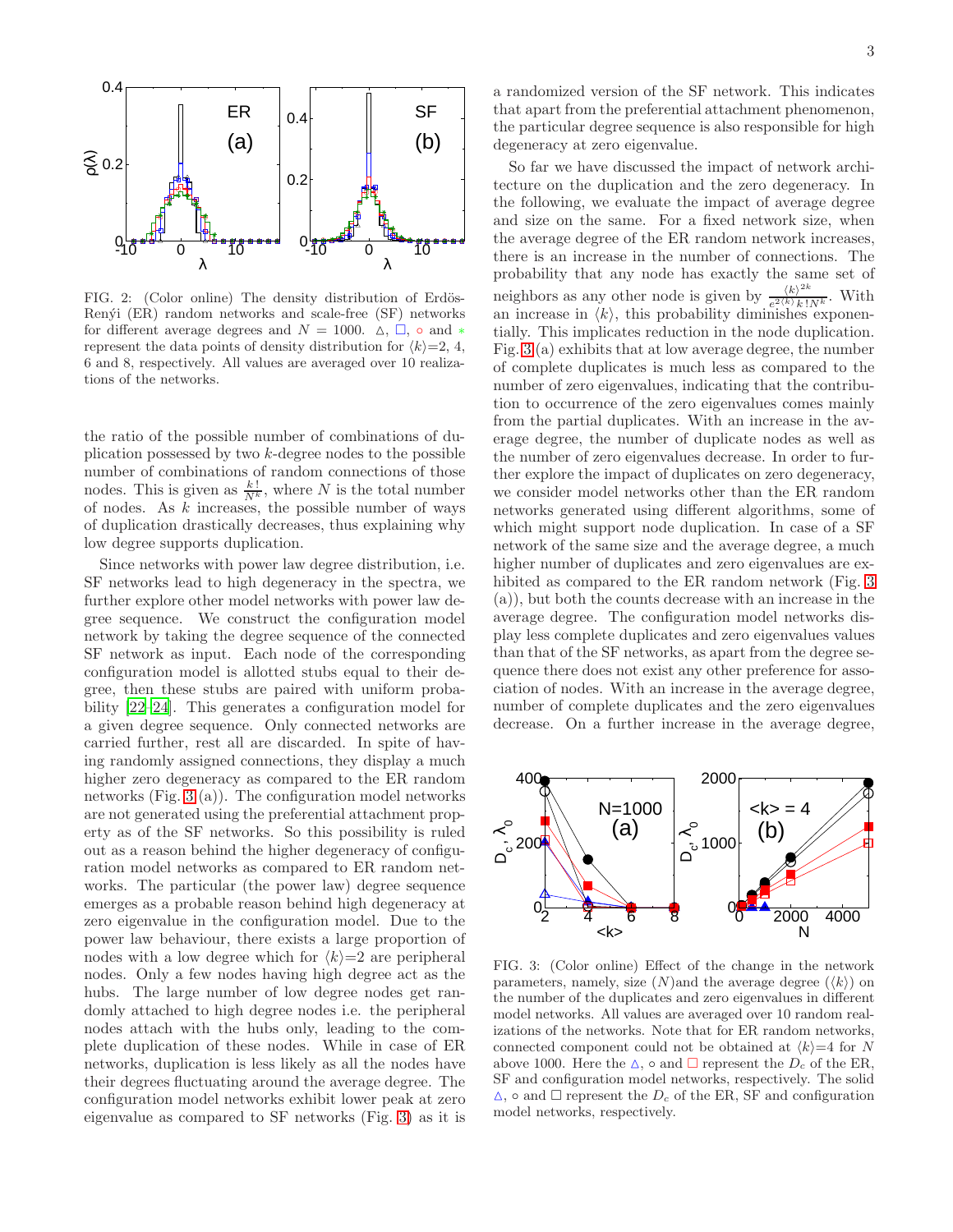FIG. 2: (Color online) The density distribution of Erdös-Renýi (ER) random networks and scale-free (SF) networks for different average degrees and $N = 1000$. △, □, ○ and ∗ represent the data points of density distribution for $\langle k \rangle$=2, 4, 6 and 8, respectively. All values are averaged over 10 realizations of the networks.

the ratio of the possible number of combinations of duplication possessed by two $k$-degree nodes to the possible number of combinations of random connections of those nodes. This is given as $\frac{k!}{N^k}$, where $N$ is the total number of nodes. As $k$ increases, the possible number of ways of duplication drastically decreases, thus explaining why low degree supports duplication.

Since networks with power law degree distribution, i.e. SF networks lead to high degeneracy in the spectra, we further explore other model networks with power law degree sequence. We construct the configuration model network by taking the degree sequence of the connected SF network as input. Each node of the corresponding configuration model is allotted stubs equal to their degree, then these stubs are paired with uniform probability [22–24]. This generates a configuration model for a given degree sequence. Only connected networks are carried further, rest all are discarded. In spite of having randomly assigned connections, they display a much higher zero degeneracy as compared to the ER random networks (Fig. 3(a)). The configuration model networks are not generated using the preferential attachment property as of the SF networks. So this possibility is ruled out as a reason behind the higher degeneracy of configuration model networks as compared to ER random networks. The particular (the power law) degree sequence emerges as a probable reason behind high degeneracy at zero eigenvalue in the configuration model. Due to the power law behaviour, there exists a large proportion of nodes with a low degree which for $\langle k \rangle$=2 are peripheral nodes. Only a few nodes having high degree act as the hubs. The large number of low degree nodes get randomly attached to high degree nodes i.e. the peripheral nodes attach with the hubs only, leading to the complete duplication of these nodes. While in case of ER networks, duplication is less likely as all the nodes have their degrees fluctuating around the average degree. The configuration model networks exhibit lower peak at zero eigenvalue as compared to SF networks (Fig. 3) as it is a randomized version of the SF network. This indicates that apart from the preferential attachment phenomenon, the particular degree sequence is also responsible for high degeneracy at zero eigenvalue.

So far we have discussed the impact of network architecture on the duplication and the zero degeneracy. In the following, we evaluate the impact of average degree and size on the same. For a fixed network size, when the average degree of the ER random network increases, there is an increase in the number of connections. The probability that any node has exactly the same set of neighbors as any other node is given by $\frac{\langle k \rangle^{2k}}{e^{2\langle k \rangle} k! N^k}$. With an increase in $\langle k \rangle$, this probability diminishes exponentially. This implicates reduction in the node duplication. Fig. 3(a) exhibits that at low average degree, the number of complete duplicates is much less as compared to the number of zero eigenvalues, indicating that the contribution to occurrence of the zero eigenvalues comes mainly from the partial duplicates. With an increase in the average degree, the number of duplicate nodes as well as the number of zero eigenvalues decrease. In order to further explore the impact of duplicates on zero degeneracy, we consider model networks other than the ER random networks generated using different algorithms, some of which might support node duplication. In case of a SF network of the same size and the average degree, a much higher number of duplicates and zero eigenvalues are exhibited as compared to the ER random network (Fig. 3 (a)), but both the counts decrease with an increase in the average degree. The configuration model networks display less complete duplicates and zero eigenvalues values than that of the SF networks, as apart from the degree sequence there does not exist any other preference for association of nodes. With an increase in the average degree, number of complete duplicates and the zero eigenvalues decrease. On a further increase in the average degree,

FIG. 3: (Color online) Effect of the change in the network parameters, namely, size ($N$)and the average degree ($\langle k \rangle$) on the number of the duplicates and zero eigenvalues in different model networks. All values are averaged over 10 random realizations of the networks. Note that for ER random networks, connected component could not be obtained at $\langle k \rangle$=4 for $N$ above 1000. Here the △, ○ and □ represent the $D_c$ of the ER, SF and configuration model networks, respectively. The solid △, ○ and □ represent the $D_c$ of the ER, SF and configuration model networks, respectively.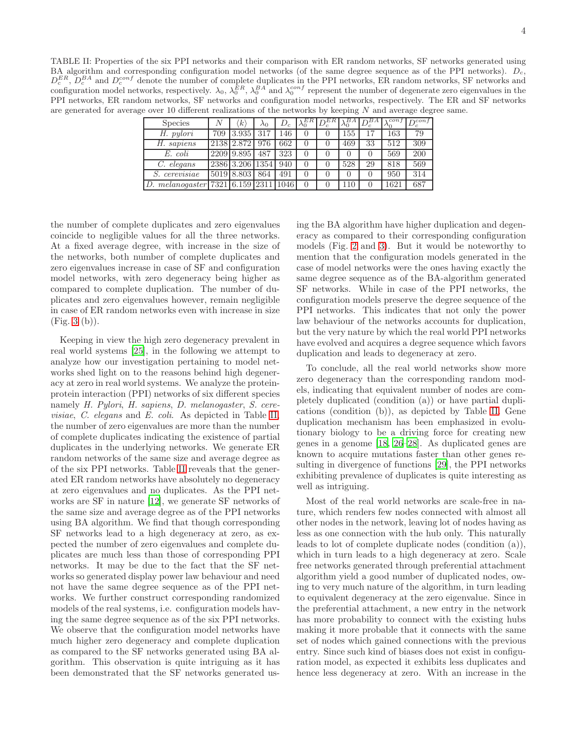TABLE II: Properties of the six PPI networks and their comparison with ER random networks, SF networks generated using BA algorithm and corresponding configuration model networks (of the same degree sequence as of the PPI networks). $D_c$, $D_c^{ER}$, $D_c^{BA}$ and $D_c^{conf}$ denote the number of complete duplicates in the PPI networks, ER random networks, SF networks and configuration model networks, respectively. $\lambda_0$, $\lambda_0^{ER}$, $\lambda_0^{BA}$ and $\lambda_0^{conf}$ represent the number of degenerate zero eigenvalues in the PPI networks, ER random networks, SF networks and configuration model networks, respectively. The ER and SF networks are generated for average over 10 different realizations of the networks by keeping $N$ and average degree same.

| Species | $N$ | $\langle k \rangle$ | $\lambda_0$ | $D_c$ | $\lambda_0^{ER}$ | $D_c^{ER}$ | $\lambda_0^{BA}$ | $D_c^{BA}$ | $\lambda_0^{conf}$ | $D_c^{conf}$ |
|---|---|---|---|---|---|---|---|---|---|---|
| *H. pylori* | 709 | 3.935 | 317 | 146 | 0 | 0 | 155 | 17 | 163 | 79 |
| *H. sapiens* | 2138 | 2.872 | 976 | 662 | 0 | 0 | 469 | 33 | 512 | 309 |
| *E. coli* | 2209 | 9.895 | 487 | 323 | 0 | 0 | 0 | 0 | 569 | 200 |
| *C. elegans* | 2386 | 3.206 | 1354 | 940 | 0 | 0 | 528 | 29 | 818 | 569 |
| *S. cerevisiae* | 5019 | 8.803 | 864 | 491 | 0 | 0 | 0 | 0 | 950 | 314 |
| *D. melanogaster* | 7321 | 6.159 | 2311 | 1046 | 0 | 0 | 110 | 0 | 1621 | 687 |

the number of complete duplicates and zero eigenvalues coincide to negligible values for all the three networks. At a fixed average degree, with increase in the size of the networks, both number of complete duplicates and zero eigenvalues increase in case of SF and configuration model networks, with zero degeneracy being higher as compared to complete duplication. The number of duplicates and zero eigenvalues however, remain negligible in case of ER random networks even with increase in size (Fig. 3 (b)).

Keeping in view the high zero degeneracy prevalent in real world systems [25], in the following we attempt to analyze how our investigation pertaining to model networks shed light on to the reasons behind high degeneracy at zero in real world systems. We analyze the protein-protein interaction (PPI) networks of six different species namely *H. Pylori*, *H. sapiens*, *D. melanogaster*, *S. cerevisiae*, *C. elegans* and *E. coli*. As depicted in Table II, the number of zero eigenvalues are more than the number of complete duplicates indicating the existence of partial duplicates in the underlying networks. We generate ER random networks of the same size and average degree as of the six PPI networks. Table II reveals that the generated ER random networks have absolutely no degeneracy at zero eigenvalues and no duplicates. As the PPI networks are SF in nature [12], we generate SF networks of the same size and average degree as of the PPI networks using BA algorithm. We find that though corresponding SF networks lead to a high degeneracy at zero, as expected the number of zero eigenvalues and complete duplicates are much less than those of corresponding PPI networks. It may be due to the fact that the SF networks so generated display power law behaviour and need not have the same degree sequence as of the PPI networks. We further construct corresponding randomized models of the real systems, i.e. configuration models having the same degree sequence as of the six PPI networks. We observe that the configuration model networks have much higher zero degeneracy and complete duplication as compared to the SF networks generated using BA algorithm. This observation is quite intriguing as it has been demonstrated that the SF networks generated using the BA algorithm have higher duplication and degeneracy as compared to their corresponding configuration models (Fig. 2 and 3). But it would be noteworthy to mention that the configuration models generated in the case of model networks were the ones having exactly the same degree sequence as of the BA-algorithm generated SF networks. While in case of the PPI networks, the configuration models preserve the degree sequence of the PPI networks. This indicates that not only the power law behaviour of the networks accounts for duplication, but the very nature by which the real world PPI networks have evolved and acquires a degree sequence which favors duplication and leads to degeneracy at zero.

To conclude, all the real world networks show more zero degeneracy than the corresponding random models, indicating that equivalent number of nodes are completely duplicated (condition (a)) or have partial duplications (condition (b)), as depicted by Table II. Gene duplication mechanism has been emphasized in evolutionary biology to be a driving force for creating new genes in a genome [18, 26–28]. As duplicated genes are known to acquire mutations faster than other genes resulting in divergence of functions [29], the PPI networks exhibiting prevalence of duplicates is quite interesting as well as intriguing.

Most of the real world networks are scale-free in nature, which renders few nodes connected with almost all other nodes in the network, leaving lot of nodes having as less as one connection with the hub only. This naturally leads to lot of complete duplicate nodes (condition (a)), which in turn leads to a high degeneracy at zero. Scale free networks generated through preferential attachment algorithm yield a good number of duplicated nodes, owing to very much nature of the algorithm, in turn leading to equivalent degeneracy at the zero eigenvalue. Since in the preferential attachment, a new entry in the network has more probability to connect with the existing hubs making it more probable that it connects with the same set of nodes which gained connections with the previous entry. Since such kind of biases does not exist in configuration model, as expected it exhibits less duplicates and hence less degeneracy at zero. With an increase in the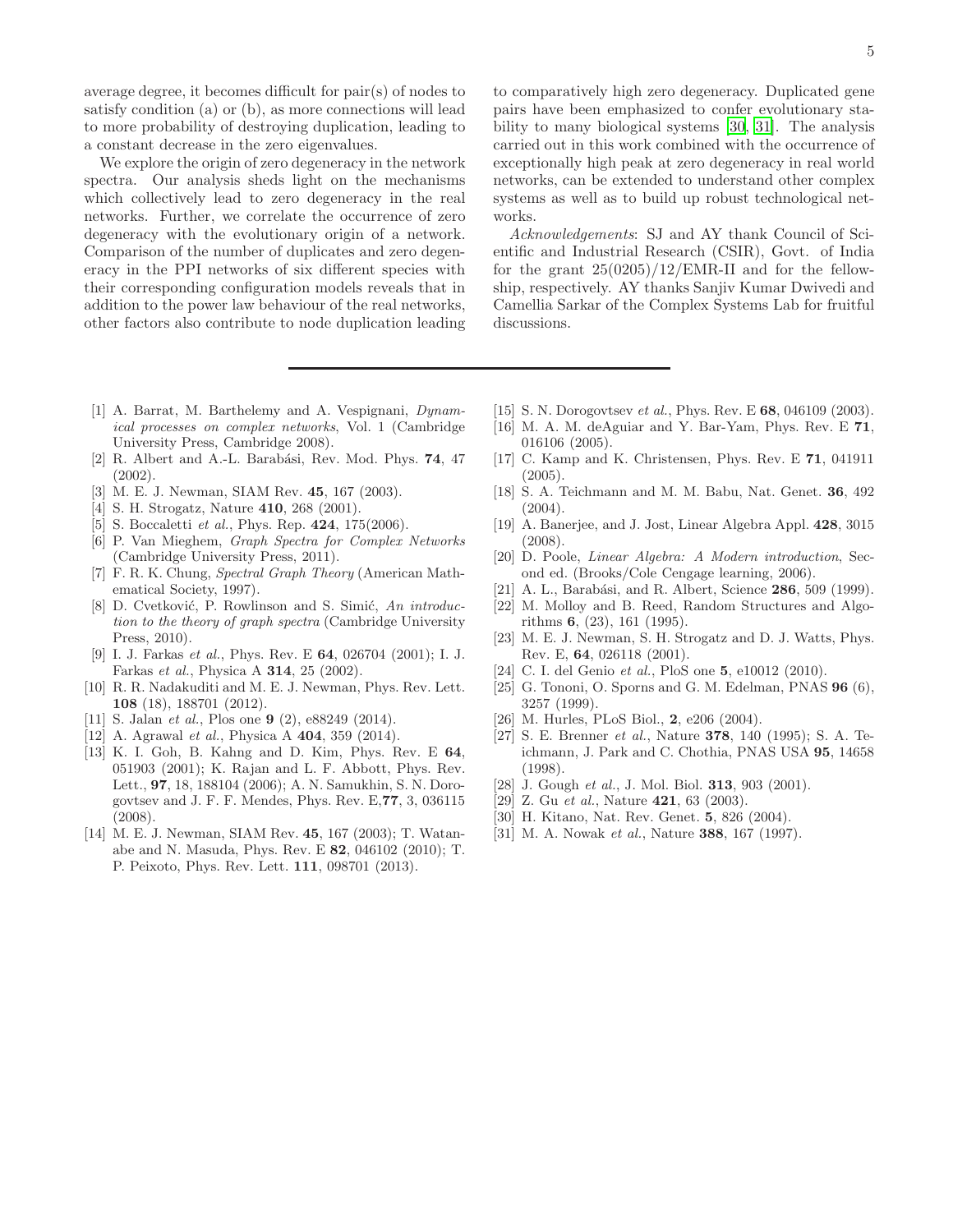average degree, it becomes difficult for pair(s) of nodes to satisfy condition (a) or (b), as more connections will lead to more probability of destroying duplication, leading to a constant decrease in the zero eigenvalues.

We explore the origin of zero degeneracy in the network spectra. Our analysis sheds light on the mechanisms which collectively lead to zero degeneracy in the real networks. Further, we correlate the occurrence of zero degeneracy with the evolutionary origin of a network. Comparison of the number of duplicates and zero degeneracy in the PPI networks of six different species with their corresponding configuration models reveals that in addition to the power law behaviour of the real networks, other factors also contribute to node duplication leading to comparatively high zero degeneracy. Duplicated gene pairs have been emphasized to confer evolutionary stability to many biological systems [30, 31]. The analysis carried out in this work combined with the occurrence of exceptionally high peak at zero degeneracy in real world networks, can be extended to understand other complex systems as well as to build up robust technological networks.

*Acknowledgements*: SJ and AY thank Council of Scientific and Industrial Research (CSIR), Govt. of India for the grant 25(0205)/12/EMR-II and for the fellowship, respectively. AY thanks Sanjiv Kumar Dwivedi and Camellia Sarkar of the Complex Systems Lab for fruitful discussions.

---

[1] A. Barrat, M. Barthelemy and A. Vespignani, *Dynamical processes on complex networks*, Vol. 1 (Cambridge University Press, Cambridge 2008).

[2] R. Albert and A.-L. Barabási, Rev. Mod. Phys. **74**, 47 (2002).

[3] M. E. J. Newman, SIAM Rev. **45**, 167 (2003).

[4] S. H. Strogatz, Nature **410**, 268 (2001).

[5] S. Boccaletti *et al.*, Phys. Rep. **424**, 175(2006).

[6] P. Van Mieghem, *Graph Spectra for Complex Networks* (Cambridge University Press, 2011).

[7] F. R. K. Chung, *Spectral Graph Theory* (American Mathematical Society, 1997).

[8] D. Cvetković, P. Rowlinson and S. Simić, *An introduction to the theory of graph spectra* (Cambridge University Press, 2010).

[9] I. J. Farkas *et al.*, Phys. Rev. E **64**, 026704 (2001); I. J. Farkas *et al.*, Physica A **314**, 25 (2002).

[10] R. R. Nadakuditi and M. E. J. Newman, Phys. Rev. Lett. **108** (18), 188701 (2012).

[11] S. Jalan *et al.*, Plos one **9** (2), e88249 (2014).

[12] A. Agrawal *et al.*, Physica A **404**, 359 (2014).

[13] K. I. Goh, B. Kahng and D. Kim, Phys. Rev. E **64**, 051903 (2001); K. Rajan and L. F. Abbott, Phys. Rev. Lett., **97**, 18, 188104 (2006); A. N. Samukhin, S. N. Dorogovtsev and J. F. F. Mendes, Phys. Rev. E,**77**, 3, 036115 (2008).

[14] M. E. J. Newman, SIAM Rev. **45**, 167 (2003); T. Watanabe and N. Masuda, Phys. Rev. E **82**, 046102 (2010); T. P. Peixoto, Phys. Rev. Lett. **111**, 098701 (2013).

[15] S. N. Dorogovtsev *et al.*, Phys. Rev. E **68**, 046109 (2003).

[16] M. A. M. deAguiar and Y. Bar-Yam, Phys. Rev. E **71**, 016106 (2005).

[17] C. Kamp and K. Christensen, Phys. Rev. E **71**, 041911 (2005).

[18] S. A. Teichmann and M. M. Babu, Nat. Genet. **36**, 492 (2004).

[19] A. Banerjee, and J. Jost, Linear Algebra Appl. **428**, 3015 (2008).

[20] D. Poole, *Linear Algebra: A Modern introduction*, Second ed. (Brooks/Cole Cengage learning, 2006).

[21] A. L., Barabási, and R. Albert, Science **286**, 509 (1999).

[22] M. Molloy and B. Reed, Random Structures and Algorithms **6**, (23), 161 (1995).

[23] M. E. J. Newman, S. H. Strogatz and D. J. Watts, Phys. Rev. E, **64**, 026118 (2001).

[24] C. I. del Genio *et al.*, PloS one **5**, e10012 (2010).

[25] G. Tononi, O. Sporns and G. M. Edelman, PNAS **96** (6), 3257 (1999).

[26] M. Hurles, PLoS Biol., **2**, e206 (2004).

[27] S. E. Brenner *et al.*, Nature **378**, 140 (1995); S. A. Teichmann, J. Park and C. Chothia, PNAS USA **95**, 14658 (1998).

[28] J. Gough *et al.*, J. Mol. Biol. **313**, 903 (2001).

[29] Z. Gu *et al.*, Nature **421**, 63 (2003).

[30] H. Kitano, Nat. Rev. Genet. **5**, 826 (2004).

[31] M. A. Nowak *et al.*, Nature **388**, 167 (1997).